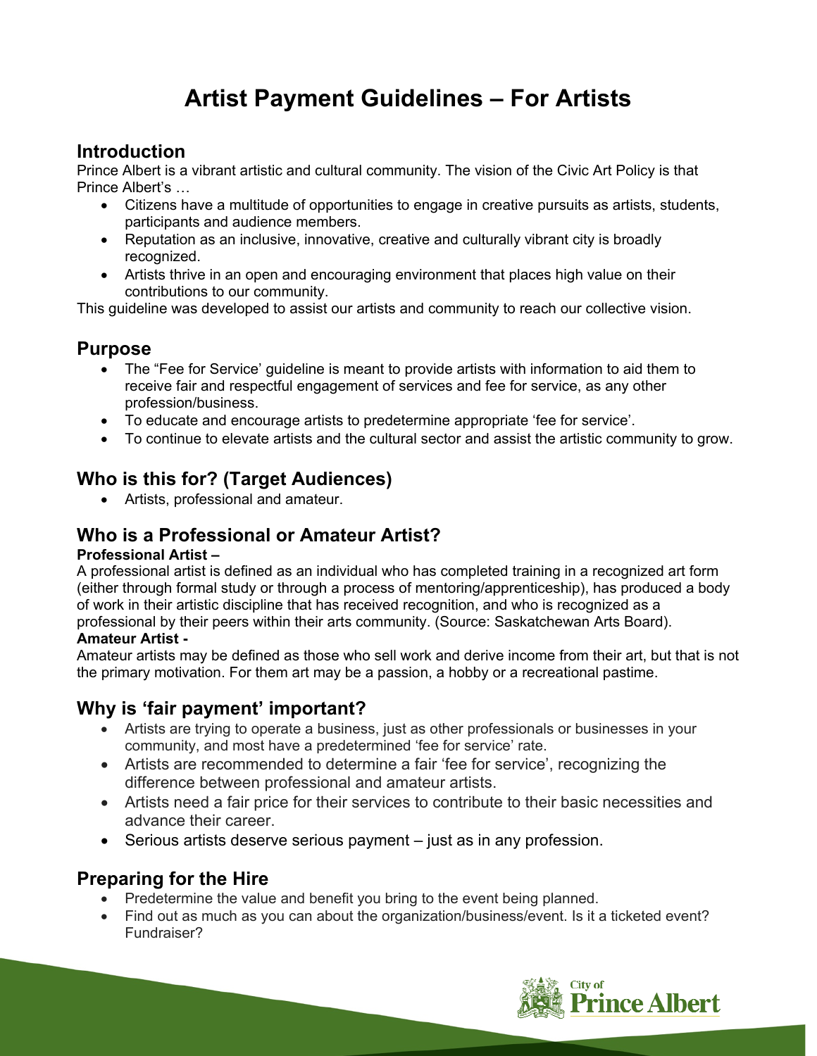# Artist Payment Guidelines – For Artists

## Introduction

Prince Albert is a vibrant artistic and cultural community. The vision of the Civic Art Policy is that Prince Albert's …

- Citizens have a multitude of opportunities to engage in creative pursuits as artists, students, participants and audience members.
- Reputation as an inclusive, innovative, creative and culturally vibrant city is broadly recognized.
- Artists thrive in an open and encouraging environment that places high value on their contributions to our community.

This guideline was developed to assist our artists and community to reach our collective vision.

## Purpose

- The "Fee for Service' guideline is meant to provide artists with information to aid them to receive fair and respectful engagement of services and fee for service, as any other profession/business.
- To educate and encourage artists to predetermine appropriate 'fee for service'.
- To continue to elevate artists and the cultural sector and assist the artistic community to grow.

## Who is this for? (Target Audiences)

- Artists, professional and amateur.

## Who is a Professional or Amateur Artist?

**Professional Artist –**

A professional artist is defined as an individual who has completed training in a recognized art form (either through formal study or through a process of mentoring/apprenticeship), has produced a body of work in their artistic discipline that has received recognition, and who is recognized as a professional by their peers within their arts community. (Source: Saskatchewan Arts Board).

**Amateur Artist -**

Amateur artists may be defined as those who sell work and derive income from their art, but that is not the primary motivation. For them art may be a passion, a hobby or a recreational pastime.

## Why is 'fair payment' important?

- Artists are trying to operate a business, just as other professionals or businesses in your community, and most have a predetermined 'fee for service' rate.
- Artists are recommended to determine a fair 'fee for service', recognizing the difference between professional and amateur artists.
- Artists need a fair price for their services to contribute to their basic necessities and advance their career.
- Serious artists deserve serious payment – just as in any profession.

## Preparing for the Hire

- Predetermine the value and benefit you bring to the event being planned.
- Find out as much as you can about the organization/business/event. Is it a ticketed event? Fundraiser?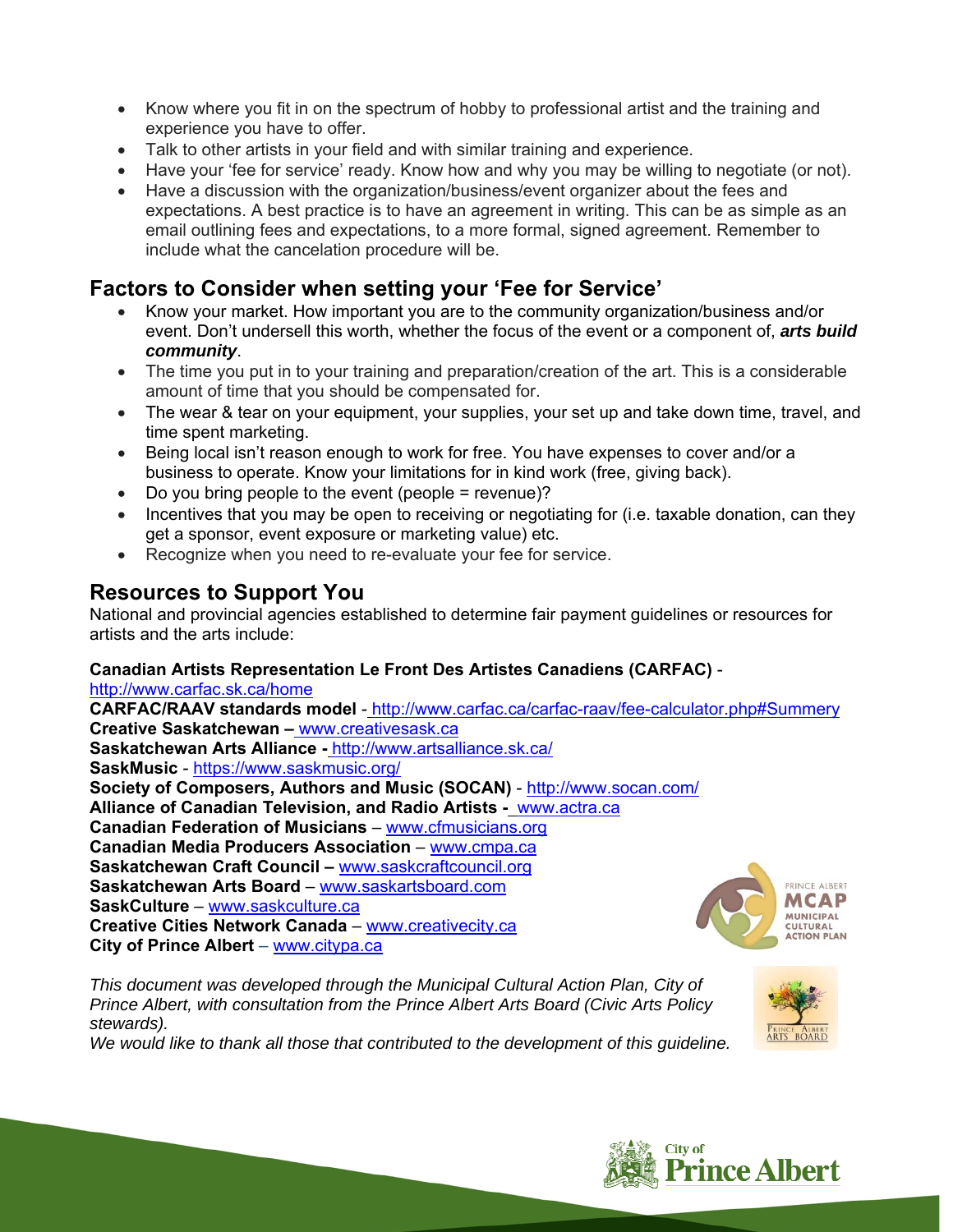- Know where you fit in on the spectrum of hobby to professional artist and the training and experience you have to offer.
- Talk to other artists in your field and with similar training and experience.
- Have your 'fee for service' ready. Know how and why you may be willing to negotiate (or not).
- Have a discussion with the organization/business/event organizer about the fees and expectations. A best practice is to have an agreement in writing. This can be as simple as an email outlining fees and expectations, to a more formal, signed agreement. Remember to include what the cancelation procedure will be.

## Factors to Consider when setting your 'Fee for Service'

- Know your market. How important you are to the community organization/business and/or event. Don't undersell this worth, whether the focus of the event or a component of, ***arts build community***.
- The time you put in to your training and preparation/creation of the art. This is a considerable amount of time that you should be compensated for.
- The wear & tear on your equipment, your supplies, your set up and take down time, travel, and time spent marketing.
- Being local isn't reason enough to work for free. You have expenses to cover and/or a business to operate. Know your limitations for in kind work (free, giving back).
- Do you bring people to the event (people = revenue)?
- Incentives that you may be open to receiving or negotiating for (i.e. taxable donation, can they get a sponsor, event exposure or marketing value) etc.
- Recognize when you need to re-evaluate your fee for service.

## Resources to Support You

National and provincial agencies established to determine fair payment guidelines or resources for artists and the arts include:

**Canadian Artists Representation Le Front Des Artistes Canadiens (CARFAC)** - http://www.carfac.sk.ca/home
**CARFAC/RAAV standards model** - http://www.carfac.ca/carfac-raav/fee-calculator.php#Summery
**Creative Saskatchewan –** www.creativesask.ca
**Saskatchewan Arts Alliance -** http://www.artsalliance.sk.ca/
**SaskMusic** - https://www.saskmusic.org/
**Society of Composers, Authors and Music (SOCAN)** - http://www.socan.com/
**Alliance of Canadian Television, and Radio Artists -** www.actra.ca
**Canadian Federation of Musicians** – www.cfmusicians.org
**Canadian Media Producers Association** – www.cmpa.ca
**Saskatchewan Craft Council –** www.saskcraftcouncil.org
**Saskatchewan Arts Board** – www.saskartsboard.com
**SaskCulture** – www.saskculture.ca
**Creative Cities Network Canada** – www.creativecity.ca
**City of Prince Albert** – www.citypa.ca

PRINCE ALBERT MCAP MUNICIPAL CULTURAL ACTION PLAN

*This document was developed through the Municipal Cultural Action Plan, City of Prince Albert, with consultation from the Prince Albert Arts Board (Civic Arts Policy stewards).*
*We would like to thank all those that contributed to the development of this guideline.*

PRINCE ALBERT ARTS BOARD

City of Prince Albert